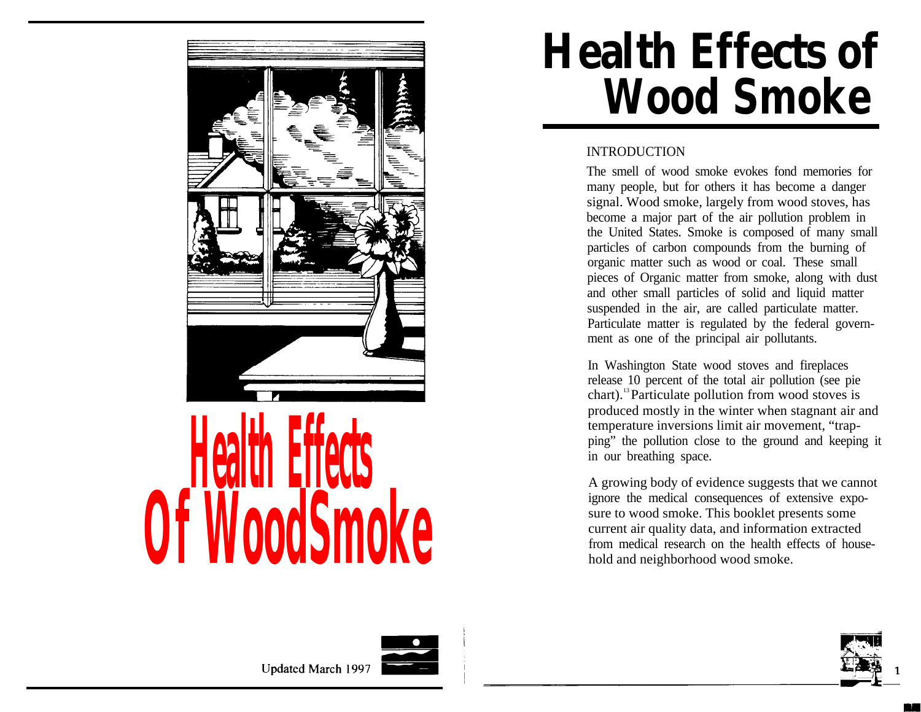# Health Effects Of WoodSmoke

Updated March 1997

# Health Effects of Wood Smoke

## INTRODUCTION

The smell of wood smoke evokes fond memories for many people, but for others it has become a danger signal. Wood smoke, largely from wood stoves, has become a major part of the air pollution problem in the United States. Smoke is composed of many small particles of carbon compounds from the burning of organic matter such as wood or coal. These small pieces of Organic matter from smoke, along with dust and other small particles of solid and liquid matter suspended in the air, are called particulate matter. Particulate matter is regulated by the federal government as one of the principal air pollutants.

In Washington State wood stoves and fireplaces release 10 percent of the total air pollution (see pie chart).[13] Particulate pollution from wood stoves is produced mostly in the winter when stagnant air and temperature inversions limit air movement, "trapping" the pollution close to the ground and keeping it in our breathing space.

A growing body of evidence suggests that we cannot ignore the medical consequences of extensive exposure to wood smoke. This booklet presents some current air quality data, and information extracted from medical research on the health effects of household and neighborhood wood smoke.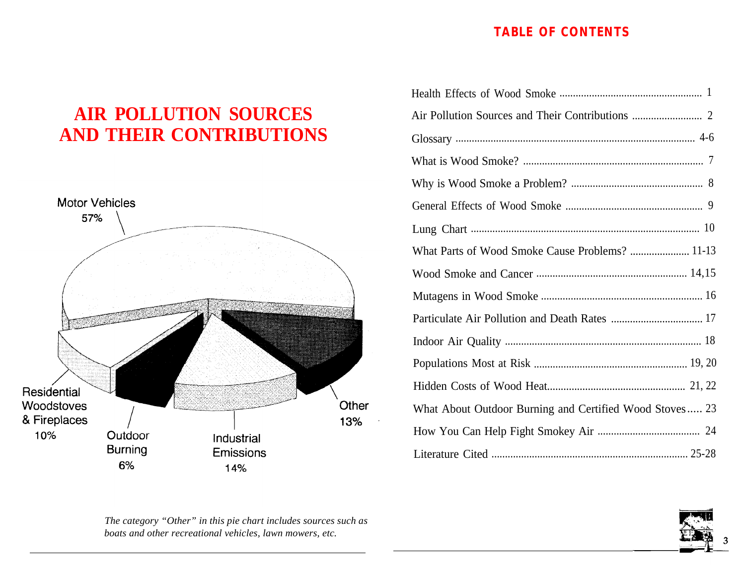# AIR POLLUTION SOURCES AND THEIR CONTRIBUTIONS

Motor Vehicles 57%

Residential Woodstoves & Fireplaces 10%

Outdoor Burning 6%

Industrial Emissions 14%

Other 13%

*The category "Other" in this pie chart includes sources such as boats and other recreational vehicles, lawn mowers, etc.*

## TABLE OF CONTENTS

| | |
|---|---|
| Health Effects of Wood Smoke | 1 |
| Air Pollution Sources and Their Contributions | 2 |
| Glossary | 4-6 |
| What is Wood Smoke? | 7 |
| Why is Wood Smoke a Problem? | 8 |
| General Effects of Wood Smoke | 9 |
| Lung Chart | 10 |
| What Parts of Wood Smoke Cause Problems? | 11-13 |
| Wood Smoke and Cancer | 14,15 |
| Mutagens in Wood Smoke | 16 |
| Particulate Air Pollution and Death Rates | 17 |
| Indoor Air Quality | 18 |
| Populations Most at Risk | 19, 20 |
| Hidden Costs of Wood Heat | 21, 22 |
| What About Outdoor Burning and Certified Wood Stoves | 23 |
| How You Can Help Fight Smokey Air | 24 |
| Literature Cited | 25-28 |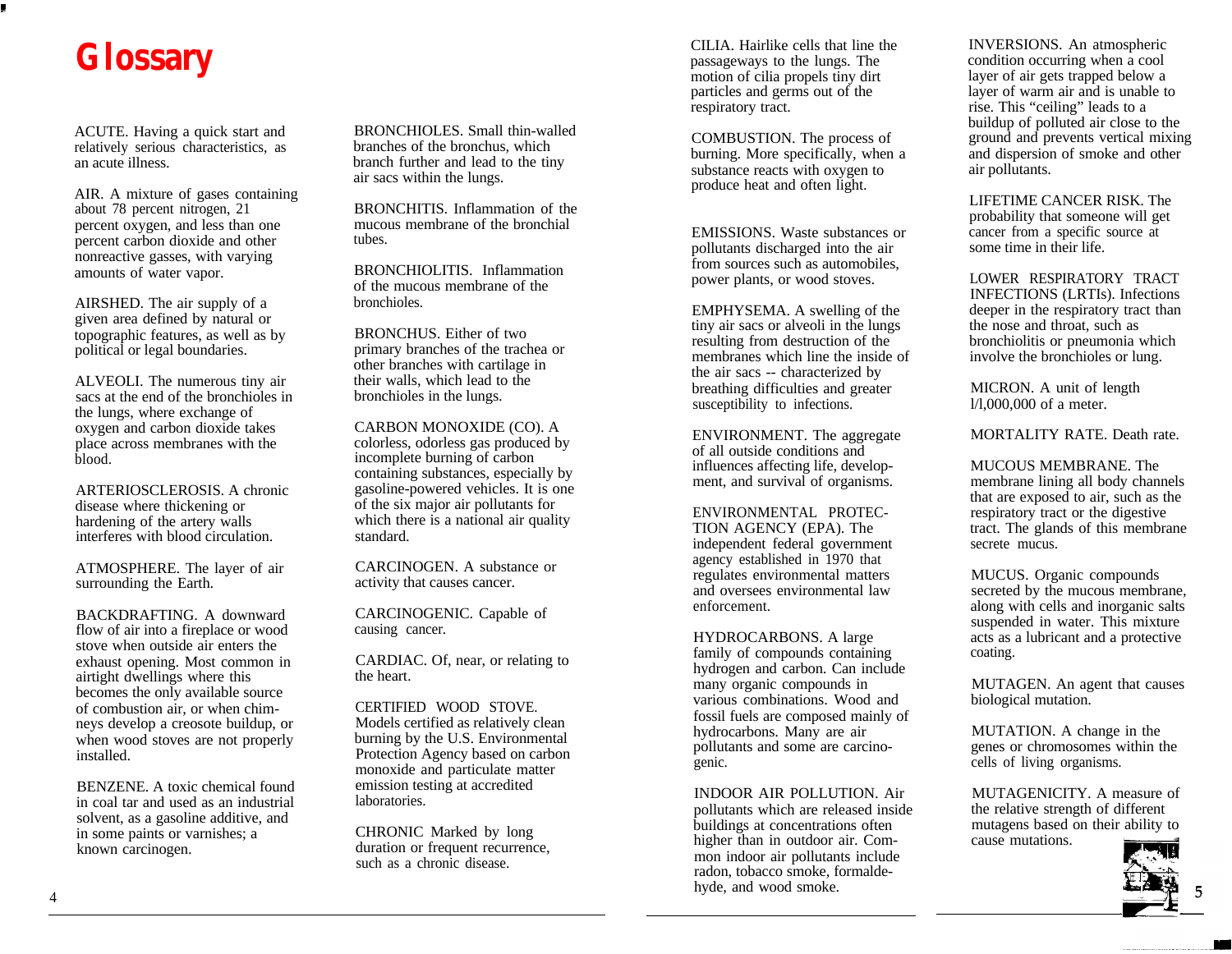# Glossary

ACUTE. Having a quick start and relatively serious characteristics, as an acute illness.

AIR. A mixture of gases containing about 78 percent nitrogen, 21 percent oxygen, and less than one percent carbon dioxide and other nonreactive gasses, with varying amounts of water vapor.

AIRSHED. The air supply of a given area defined by natural or topographic features, as well as by political or legal boundaries.

ALVEOLI. The numerous tiny air sacs at the end of the bronchioles in the lungs, where exchange of oxygen and carbon dioxide takes place across membranes with the blood.

ARTERIOSCLEROSIS. A chronic disease where thickening or hardening of the artery walls interferes with blood circulation.

ATMOSPHERE. The layer of air surrounding the Earth.

BACKDRAFTING. A downward flow of air into a fireplace or wood stove when outside air enters the exhaust opening. Most common in airtight dwellings where this becomes the only available source of combustion air, or when chimneys develop a creosote buildup, or when wood stoves are not properly installed.

BENZENE. A toxic chemical found in coal tar and used as an industrial solvent, as a gasoline additive, and in some paints or varnishes; a known carcinogen.

BRONCHIOLES. Small thin-walled branches of the bronchus, which branch further and lead to the tiny air sacs within the lungs.

BRONCHITIS. Inflammation of the mucous membrane of the bronchial tubes.

BRONCHIOLITIS. Inflammation of the mucous membrane of the bronchioles.

BRONCHUS. Either of two primary branches of the trachea or other branches with cartilage in their walls, which lead to the bronchioles in the lungs.

CARBON MONOXIDE (CO). A colorless, odorless gas produced by incomplete burning of carbon containing substances, especially by gasoline-powered vehicles. It is one of the six major air pollutants for which there is a national air quality standard.

CARCINOGEN. A substance or activity that causes cancer.

CARCINOGENIC. Capable of causing cancer.

CARDIAC. Of, near, or relating to the heart.

CERTIFIED WOOD STOVE. Models certified as relatively clean burning by the U.S. Environmental Protection Agency based on carbon monoxide and particulate matter emission testing at accredited laboratories.

CHRONIC Marked by long duration or frequent recurrence, such as a chronic disease.

CILIA. Hairlike cells that line the passageways to the lungs. The motion of cilia propels tiny dirt particles and germs out of the respiratory tract.

COMBUSTION. The process of burning. More specifically, when a substance reacts with oxygen to produce heat and often light.

EMISSIONS. Waste substances or pollutants discharged into the air from sources such as automobiles, power plants, or wood stoves.

EMPHYSEMA. A swelling of the tiny air sacs or alveoli in the lungs resulting from destruction of the membranes which line the inside of the air sacs -- characterized by breathing difficulties and greater susceptibility to infections.

ENVIRONMENT. The aggregate of all outside conditions and influences affecting life, development, and survival of organisms.

ENVIRONMENTAL PROTECTION AGENCY (EPA). The independent federal government agency established in 1970 that regulates environmental matters and oversees environmental law enforcement.

HYDROCARBONS. A large family of compounds containing hydrogen and carbon. Can include many organic compounds in various combinations. Wood and fossil fuels are composed mainly of hydrocarbons. Many are air pollutants and some are carcinogenic.

INDOOR AIR POLLUTION. Air pollutants which are released inside buildings at concentrations often higher than in outdoor air. Common indoor air pollutants include radon, tobacco smoke, formaldehyde, and wood smoke.

INVERSIONS. An atmospheric condition occurring when a cool layer of air gets trapped below a layer of warm air and is unable to rise. This "ceiling" leads to a buildup of polluted air close to the ground and prevents vertical mixing and dispersion of smoke and other air pollutants.

LIFETIME CANCER RISK. The probability that someone will get cancer from a specific source at some time in their life.

LOWER RESPIRATORY TRACT INFECTIONS (LRTIs). Infections deeper in the respiratory tract than the nose and throat, such as bronchiolitis or pneumonia which involve the bronchioles or lung.

MICRON. A unit of length 1/1,000,000 of a meter.

MORTALITY RATE. Death rate.

MUCOUS MEMBRANE. The membrane lining all body channels that are exposed to air, such as the respiratory tract or the digestive tract. The glands of this membrane secrete mucus.

MUCUS. Organic compounds secreted by the mucous membrane, along with cells and inorganic salts suspended in water. This mixture acts as a lubricant and a protective coating.

MUTAGEN. An agent that causes biological mutation.

MUTATION. A change in the genes or chromosomes within the cells of living organisms.

MUTAGENICITY. A measure of the relative strength of different mutagens based on their ability to cause mutations.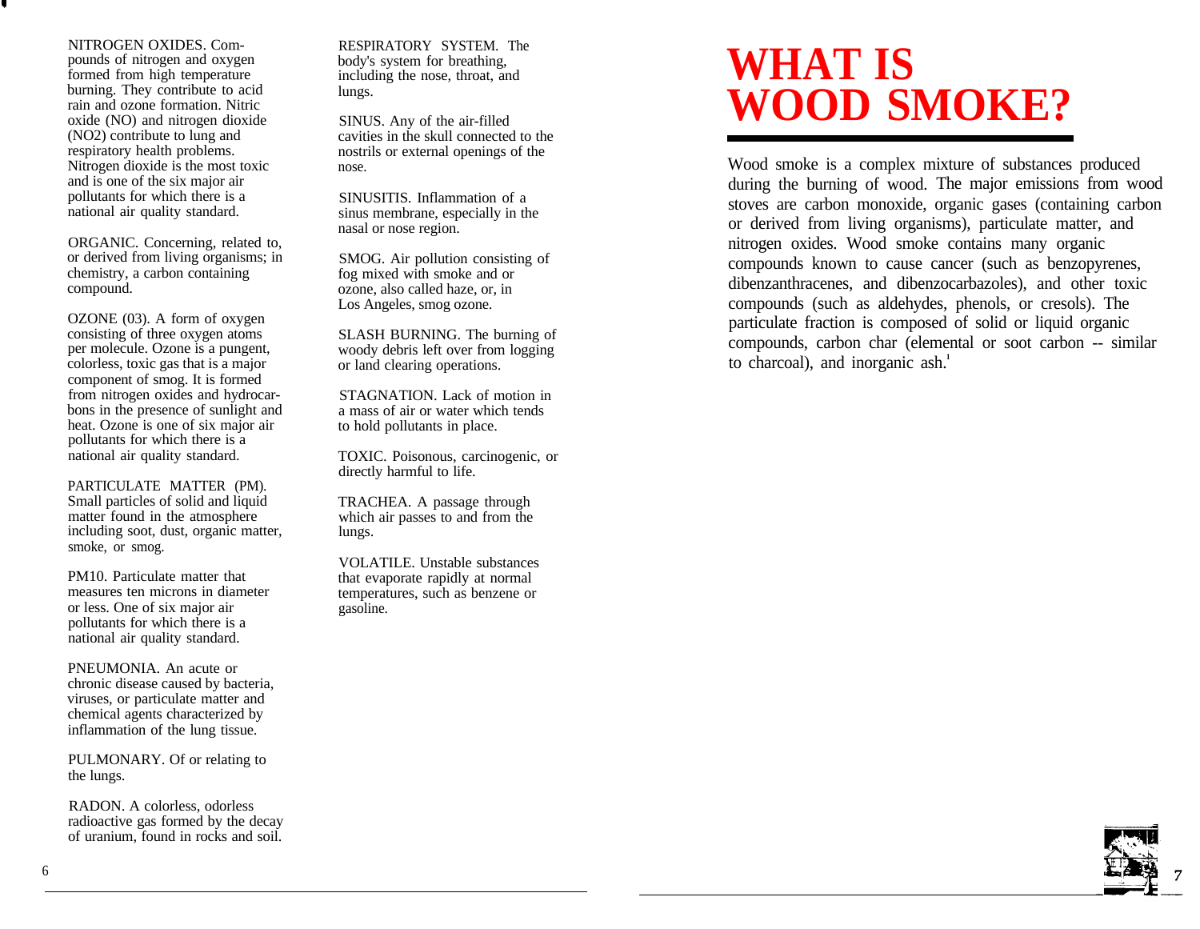NITROGEN OXIDES. Compounds of nitrogen and oxygen formed from high temperature burning. They contribute to acid rain and ozone formation. Nitric oxide (NO) and nitrogen dioxide ($NO_2$) contribute to lung and respiratory health problems. Nitrogen dioxide is the most toxic and is one of the six major air pollutants for which there is a national air quality standard.

ORGANIC. Concerning, related to, or derived from living organisms; in chemistry, a carbon containing compound.

OZONE ($O_3$). A form of oxygen consisting of three oxygen atoms per molecule. Ozone is a pungent, colorless, toxic gas that is a major component of smog. It is formed from nitrogen oxides and hydrocarbons in the presence of sunlight and heat. Ozone is one of six major air pollutants for which there is a national air quality standard.

PARTICULATE MATTER (PM). Small particles of solid and liquid matter found in the atmosphere including soot, dust, organic matter, smoke, or smog.

PM10. Particulate matter that measures ten microns in diameter or less. One of six major air pollutants for which there is a national air quality standard.

PNEUMONIA. An acute or chronic disease caused by bacteria, viruses, or particulate matter and chemical agents characterized by inflammation of the lung tissue.

PULMONARY. Of or relating to the lungs.

RADON. A colorless, odorless radioactive gas formed by the decay of uranium, found in rocks and soil.

RESPIRATORY SYSTEM. The body's system for breathing, including the nose, throat, and lungs.

SINUS. Any of the air-filled cavities in the skull connected to the nostrils or external openings of the nose.

SINUSITIS. Inflammation of a sinus membrane, especially in the nasal or nose region.

SMOG. Air pollution consisting of fog mixed with smoke and or ozone, also called haze, or, in Los Angeles, smog ozone.

SLASH BURNING. The burning of woody debris left over from logging or land clearing operations.

STAGNATION. Lack of motion in a mass of air or water which tends to hold pollutants in place.

TOXIC. Poisonous, carcinogenic, or directly harmful to life.

TRACHEA. A passage through which air passes to and from the lungs.

VOLATILE. Unstable substances that evaporate rapidly at normal temperatures, such as benzene or gasoline.

# WHAT IS WOOD SMOKE?

Wood smoke is a complex mixture of substances produced during the burning of wood. The major emissions from wood stoves are carbon monoxide, organic gases (containing carbon or derived from living organisms), particulate matter, and nitrogen oxides. Wood smoke contains many organic compounds known to cause cancer (such as benzopyrenes, dibenzanthracenes, and dibenzocarbazoles), and other toxic compounds (such as aldehydes, phenols, or cresols). The particulate fraction is composed of solid or liquid organic compounds, carbon char (elemental or soot carbon -- similar to charcoal), and inorganic ash.[1]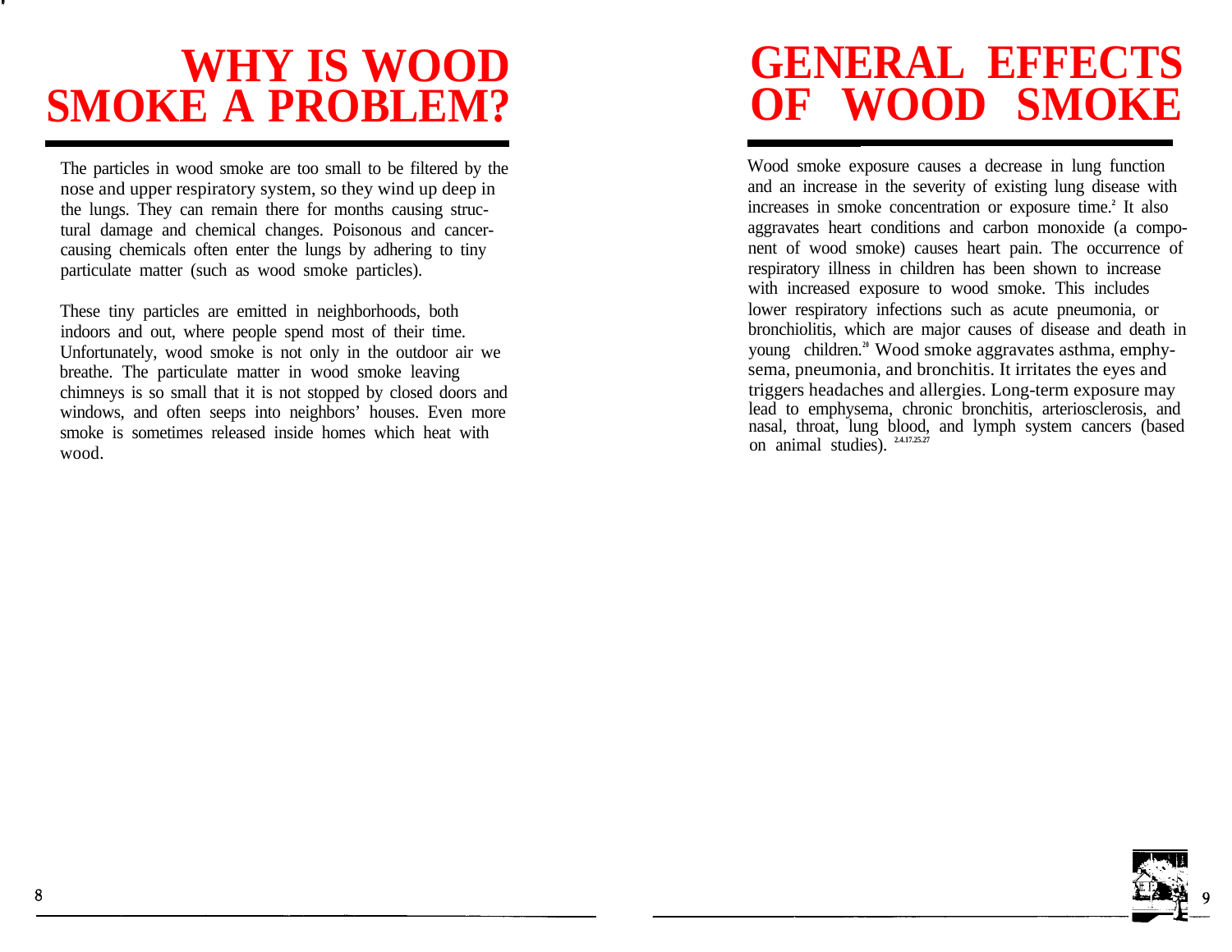# WHY IS WOOD SMOKE A PROBLEM?

The particles in wood smoke are too small to be filtered by the nose and upper respiratory system, so they wind up deep in the lungs. They can remain there for months causing structural damage and chemical changes. Poisonous and cancer-causing chemicals often enter the lungs by adhering to tiny particulate matter (such as wood smoke particles).

These tiny particles are emitted in neighborhoods, both indoors and out, where people spend most of their time. Unfortunately, wood smoke is not only in the outdoor air we breathe. The particulate matter in wood smoke leaving chimneys is so small that it is not stopped by closed doors and windows, and often seeps into neighbors' houses. Even more smoke is sometimes released inside homes which heat with wood.

# GENERAL EFFECTS OF WOOD SMOKE

Wood smoke exposure causes a decrease in lung function and an increase in the severity of existing lung disease with increases in smoke concentration or exposure time.[2] It also aggravates heart conditions and carbon monoxide (a component of wood smoke) causes heart pain. The occurrence of respiratory illness in children has been shown to increase with increased exposure to wood smoke. This includes lower respiratory infections such as acute pneumonia, or bronchiolitis, which are major causes of disease and death in young children.[20] Wood smoke aggravates asthma, emphysema, pneumonia, and bronchitis. It irritates the eyes and triggers headaches and allergies. Long-term exposure may lead to emphysema, chronic bronchitis, arteriosclerosis, and nasal, throat, lung blood, and lymph system cancers (based on animal studies).[2,4,17,25,27]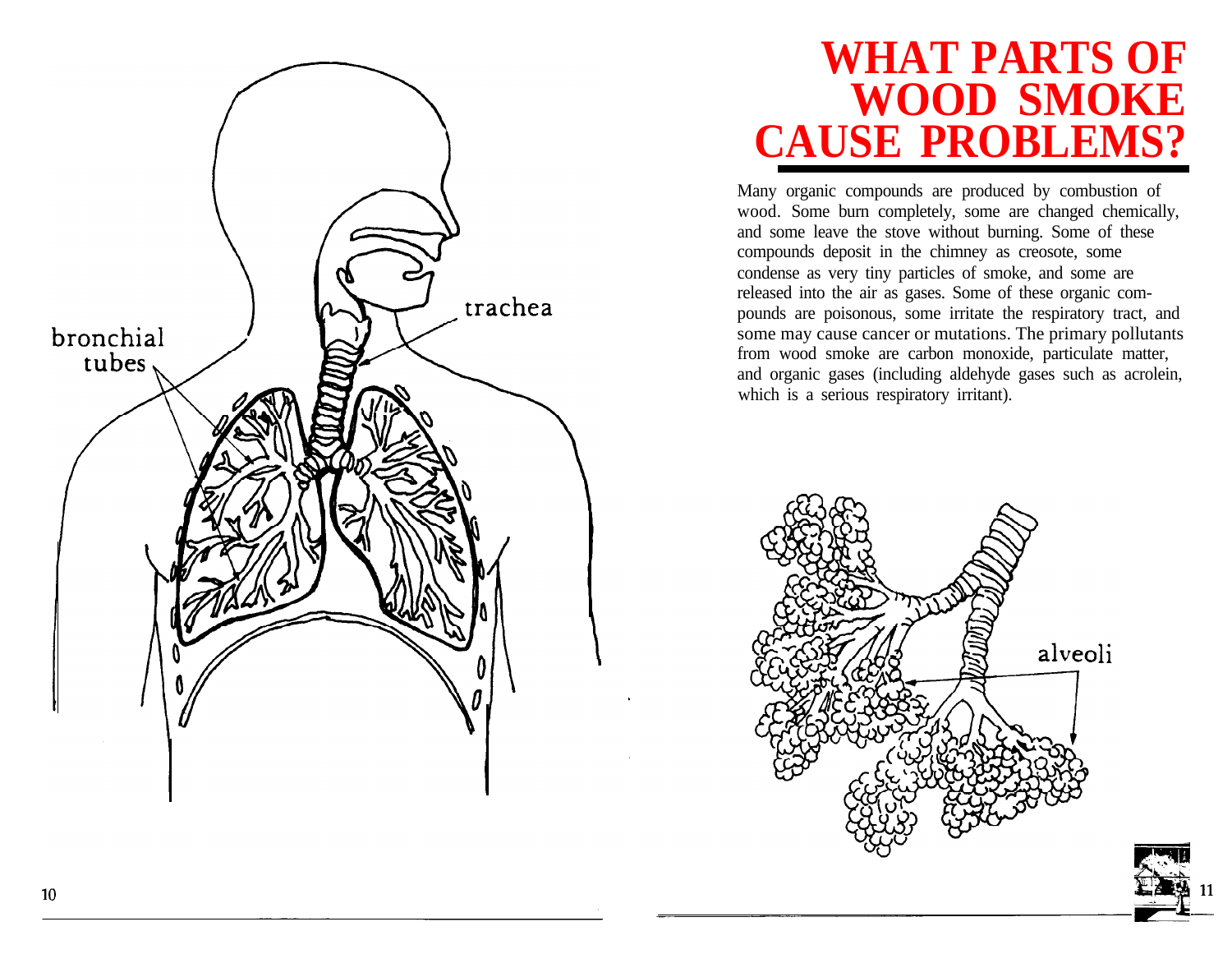# WHAT PARTS OF WOOD SMOKE CAUSE PROBLEMS?

Many organic compounds are produced by combustion of wood. Some burn completely, some are changed chemically, and some leave the stove without burning. Some of these compounds deposit in the chimney as creosote, some condense as very tiny particles of smoke, and some are released into the air as gases. Some of these organic compounds are poisonous, some irritate the respiratory tract, and some may cause cancer or mutations. The primary pollutants from wood smoke are carbon monoxide, particulate matter, and organic gases (including aldehyde gases such as acrolein, which is a serious respiratory irritant).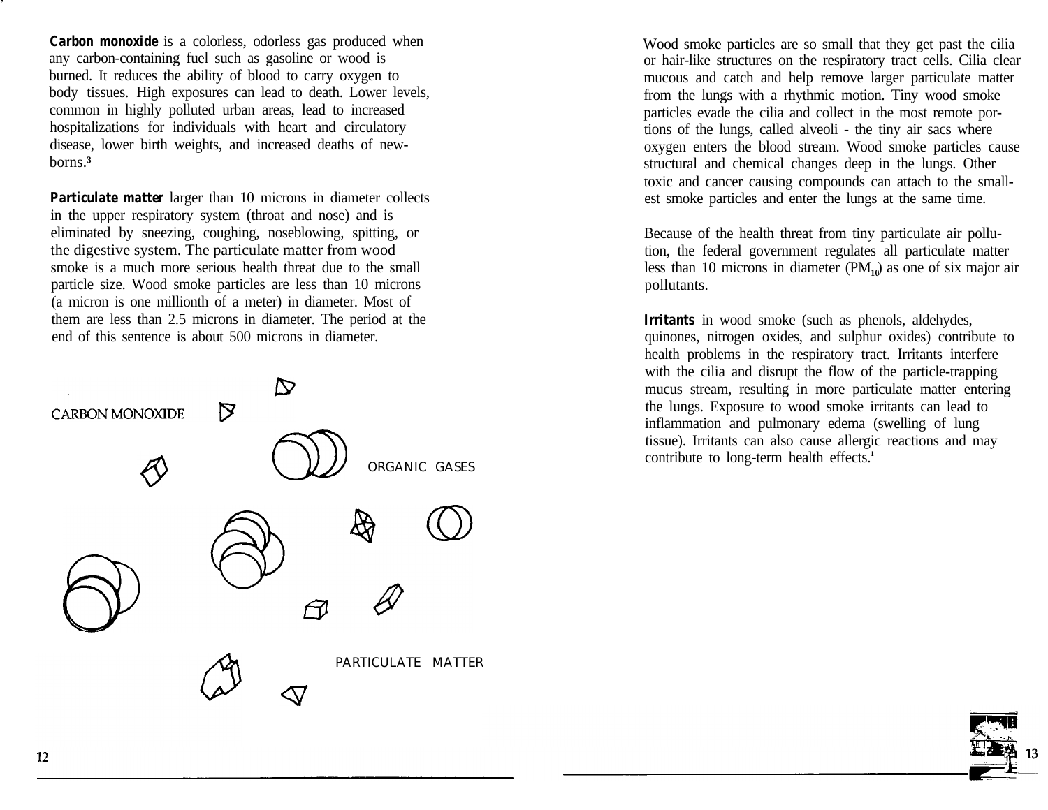**Carbon monoxide** is a colorless, odorless gas produced when any carbon-containing fuel such as gasoline or wood is burned. It reduces the ability of blood to carry oxygen to body tissues. High exposures can lead to death. Lower levels, common in highly polluted urban areas, lead to increased hospitalizations for individuals with heart and circulatory disease, lower birth weights, and increased deaths of newborns.[3]

**Particulate matter** larger than 10 microns in diameter collects in the upper respiratory system (throat and nose) and is eliminated by sneezing, coughing, noseblowing, spitting, or the digestive system. The particulate matter from wood smoke is a much more serious health threat due to the small particle size. Wood smoke particles are less than 10 microns (a micron is one millionth of a meter) in diameter. Most of them are less than 2.5 microns in diameter. The period at the end of this sentence is about 500 microns in diameter.

CARBON MONOXIDE

ORGANIC GASES

PARTICULATE MATTER

Wood smoke particles are so small that they get past the cilia or hair-like structures on the respiratory tract cells. Cilia clear mucous and catch and help remove larger particulate matter from the lungs with a rhythmic motion. Tiny wood smoke particles evade the cilia and collect in the most remote portions of the lungs, called alveoli - the tiny air sacs where oxygen enters the blood stream. Wood smoke particles cause structural and chemical changes deep in the lungs. Other toxic and cancer causing compounds can attach to the smallest smoke particles and enter the lungs at the same time.

Because of the health threat from tiny particulate air pollution, the federal government regulates all particulate matter less than 10 microns in diameter ($PM_{10}$) as one of six major air pollutants.

**Irritants** in wood smoke (such as phenols, aldehydes, quinones, nitrogen oxides, and sulphur oxides) contribute to health problems in the respiratory tract. Irritants interfere with the cilia and disrupt the flow of the particle-trapping mucus stream, resulting in more particulate matter entering the lungs. Exposure to wood smoke irritants can lead to inflammation and pulmonary edema (swelling of lung tissue). Irritants can also cause allergic reactions and may contribute to long-term health effects.[1]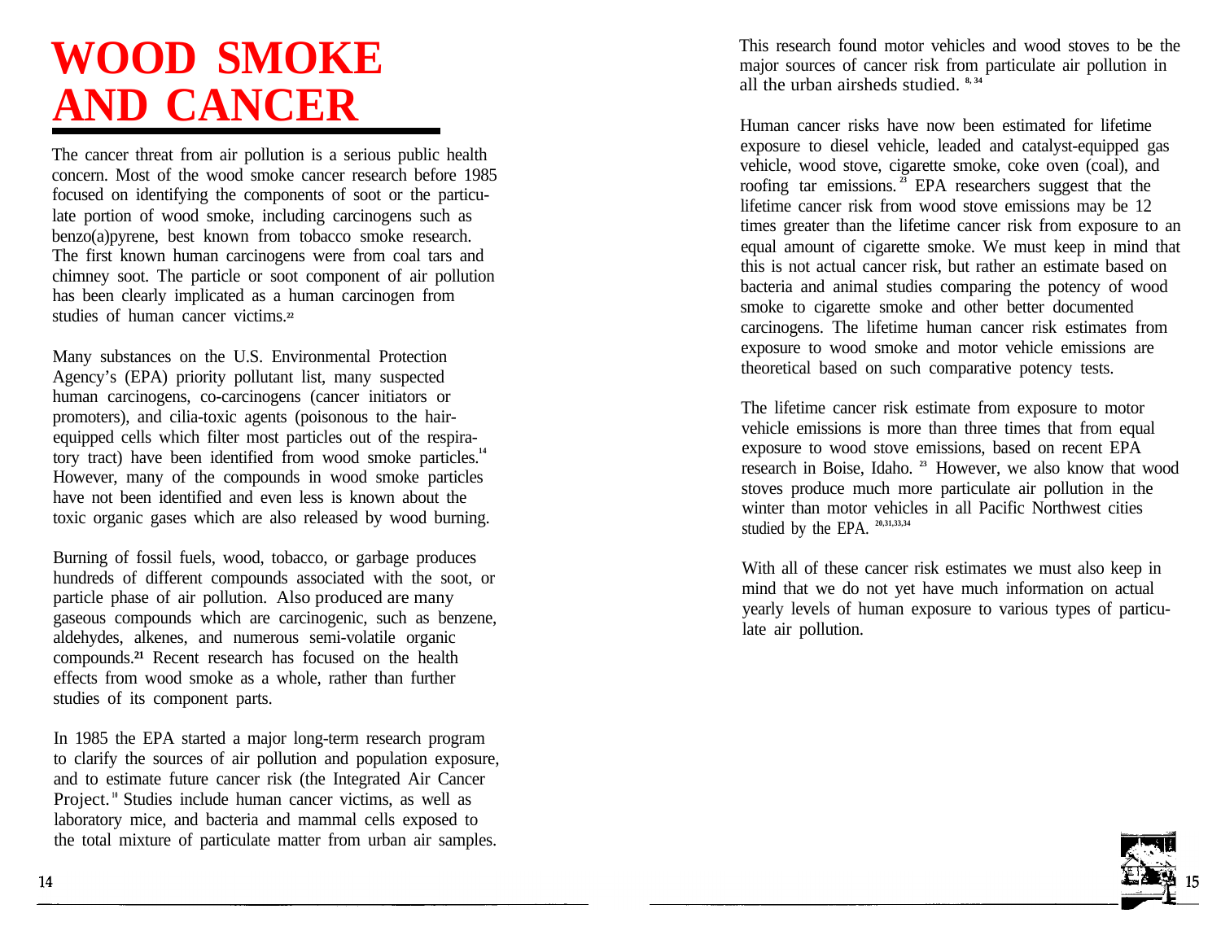# WOOD SMOKE AND CANCER

The cancer threat from air pollution is a serious public health concern. Most of the wood smoke cancer research before 1985 focused on identifying the components of soot or the particulate portion of wood smoke, including carcinogens such as benzo(a)pyrene, best known from tobacco smoke research. The first known human carcinogens were from coal tars and chimney soot. The particle or soot component of air pollution has been clearly implicated as a human carcinogen from studies of human cancer victims.[22]

Many substances on the U.S. Environmental Protection Agency's (EPA) priority pollutant list, many suspected human carcinogens, co-carcinogens (cancer initiators or promoters), and cilia-toxic agents (poisonous to the hair-equipped cells which filter most particles out of the respiratory tract) have been identified from wood smoke particles.[14] However, many of the compounds in wood smoke particles have not been identified and even less is known about the toxic organic gases which are also released by wood burning.

Burning of fossil fuels, wood, tobacco, or garbage produces hundreds of different compounds associated with the soot, or particle phase of air pollution. Also produced are many gaseous compounds which are carcinogenic, such as benzene, aldehydes, alkenes, and numerous semi-volatile organic compounds.[21] Recent research has focused on the health effects from wood smoke as a whole, rather than further studies of its component parts.

In 1985 the EPA started a major long-term research program to clarify the sources of air pollution and population exposure, and to estimate future cancer risk (the Integrated Air Cancer Project.[10] Studies include human cancer victims, as well as laboratory mice, and bacteria and mammal cells exposed to the total mixture of particulate matter from urban air samples. This research found motor vehicles and wood stoves to be the major sources of cancer risk from particulate air pollution in all the urban airsheds studied.[8,34]

Human cancer risks have now been estimated for lifetime exposure to diesel vehicle, leaded and catalyst-equipped gas vehicle, wood stove, cigarette smoke, coke oven (coal), and roofing tar emissions.[23] EPA researchers suggest that the lifetime cancer risk from wood stove emissions may be 12 times greater than the lifetime cancer risk from exposure to an equal amount of cigarette smoke. We must keep in mind that this is not actual cancer risk, but rather an estimate based on bacteria and animal studies comparing the potency of wood smoke to cigarette smoke and other better documented carcinogens. The lifetime human cancer risk estimates from exposure to wood smoke and motor vehicle emissions are theoretical based on such comparative potency tests.

The lifetime cancer risk estimate from exposure to motor vehicle emissions is more than three times that from equal exposure to wood stove emissions, based on recent EPA research in Boise, Idaho.[23] However, we also know that wood stoves produce much more particulate air pollution in the winter than motor vehicles in all Pacific Northwest cities studied by the EPA.[20,31,33,34]

With all of these cancer risk estimates we must also keep in mind that we do not yet have much information on actual yearly levels of human exposure to various types of particulate air pollution.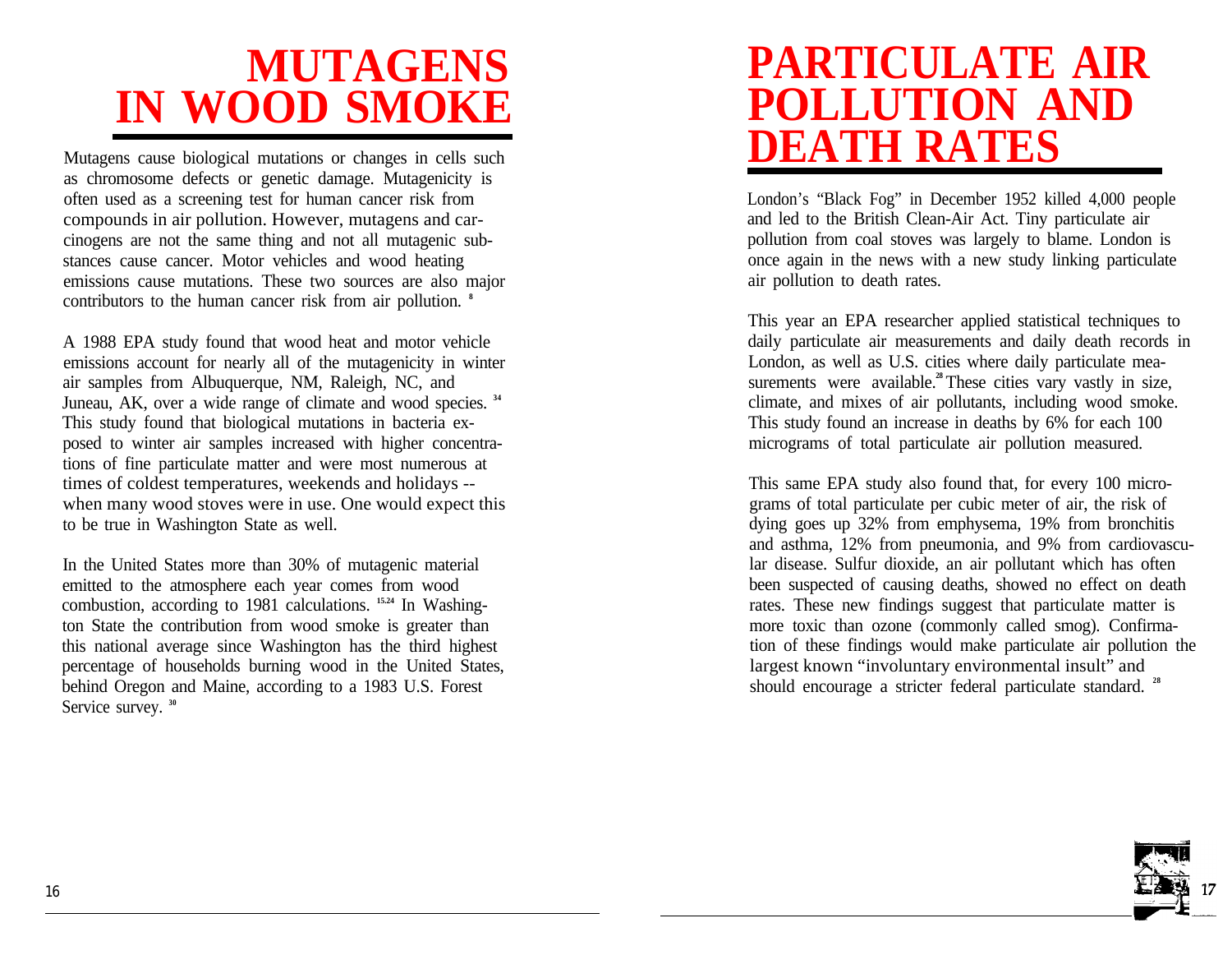# MUTAGENS IN WOOD SMOKE

Mutagens cause biological mutations or changes in cells such as chromosome defects or genetic damage. Mutagenicity is often used as a screening test for human cancer risk from compounds in air pollution. However, mutagens and carcinogens are not the same thing and not all mutagenic substances cause cancer. Motor vehicles and wood heating emissions cause mutations. These two sources are also major contributors to the human cancer risk from air pollution. [8]

A 1988 EPA study found that wood heat and motor vehicle emissions account for nearly all of the mutagenicity in winter air samples from Albuquerque, NM, Raleigh, NC, and Juneau, AK, over a wide range of climate and wood species. [34] This study found that biological mutations in bacteria exposed to winter air samples increased with higher concentrations of fine particulate matter and were most numerous at times of coldest temperatures, weekends and holidays -- when many wood stoves were in use. One would expect this to be true in Washington State as well.

In the United States more than 30% of mutagenic material emitted to the atmosphere each year comes from wood combustion, according to 1981 calculations. [15,24] In Washington State the contribution from wood smoke is greater than this national average since Washington has the third highest percentage of households burning wood in the United States, behind Oregon and Maine, according to a 1983 U.S. Forest Service survey. [30]

# PARTICULATE AIR POLLUTION AND DEATH RATES

London's "Black Fog" in December 1952 killed 4,000 people and led to the British Clean-Air Act. Tiny particulate air pollution from coal stoves was largely to blame. London is once again in the news with a new study linking particulate air pollution to death rates.

This year an EPA researcher applied statistical techniques to daily particulate air measurements and daily death records in London, as well as U.S. cities where daily particulate measurements were available.[28] These cities vary vastly in size, climate, and mixes of air pollutants, including wood smoke. This study found an increase in deaths by 6% for each 100 micrograms of total particulate air pollution measured.

This same EPA study also found that, for every 100 micrograms of total particulate per cubic meter of air, the risk of dying goes up 32% from emphysema, 19% from bronchitis and asthma, 12% from pneumonia, and 9% from cardiovascular disease. Sulfur dioxide, an air pollutant which has often been suspected of causing deaths, showed no effect on death rates. These new findings suggest that particulate matter is more toxic than ozone (commonly called smog). Confirmation of these findings would make particulate air pollution the largest known "involuntary environmental insult" and should encourage a stricter federal particulate standard. [28]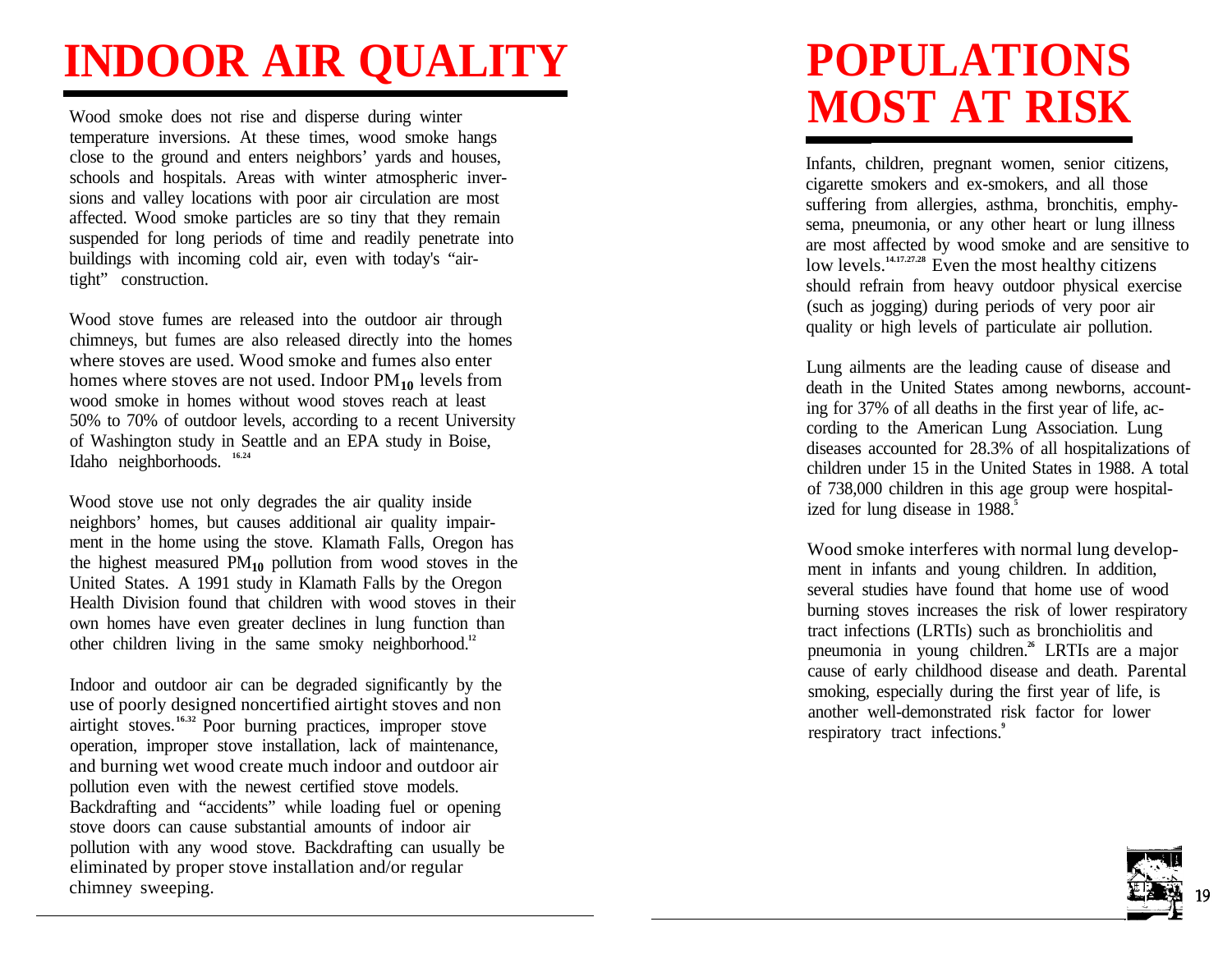# INDOOR AIR QUALITY

Wood smoke does not rise and disperse during winter temperature inversions. At these times, wood smoke hangs close to the ground and enters neighbors' yards and houses, schools and hospitals. Areas with winter atmospheric inversions and valley locations with poor air circulation are most affected. Wood smoke particles are so tiny that they remain suspended for long periods of time and readily penetrate into buildings with incoming cold air, even with today's "air-tight" construction.

Wood stove fumes are released into the outdoor air through chimneys, but fumes are also released directly into the homes where stoves are used. Wood smoke and fumes also enter homes where stoves are not used. Indoor $PM_{10}$ levels from wood smoke in homes without wood stoves reach at least 50% to 70% of outdoor levels, according to a recent University of Washington study in Seattle and an EPA study in Boise, Idaho neighborhoods.[16,24]

Wood stove use not only degrades the air quality inside neighbors' homes, but causes additional air quality impairment in the home using the stove. Klamath Falls, Oregon has the highest measured $PM_{10}$ pollution from wood stoves in the United States. A 1991 study in Klamath Falls by the Oregon Health Division found that children with wood stoves in their own homes have even greater declines in lung function than other children living in the same smoky neighborhood.[12]

Indoor and outdoor air can be degraded significantly by the use of poorly designed noncertified airtight stoves and non airtight stoves.[16,32] Poor burning practices, improper stove operation, improper stove installation, lack of maintenance, and burning wet wood create much indoor and outdoor air pollution even with the newest certified stove models. Backdrafting and "accidents" while loading fuel or opening stove doors can cause substantial amounts of indoor air pollution with any wood stove. Backdrafting can usually be eliminated by proper stove installation and/or regular chimney sweeping.

# POPULATIONS MOST AT RISK

Infants, children, pregnant women, senior citizens, cigarette smokers and ex-smokers, and all those suffering from allergies, asthma, bronchitis, emphysema, pneumonia, or any other heart or lung illness are most affected by wood smoke and are sensitive to low levels.[14,17,27,28] Even the most healthy citizens should refrain from heavy outdoor physical exercise (such as jogging) during periods of very poor air quality or high levels of particulate air pollution.

Lung ailments are the leading cause of disease and death in the United States among newborns, accounting for 37% of all deaths in the first year of life, according to the American Lung Association. Lung diseases accounted for 28.3% of all hospitalizations of children under 15 in the United States in 1988. A total of 738,000 children in this age group were hospitalized for lung disease in 1988.[5]

Wood smoke interferes with normal lung development in infants and young children. In addition, several studies have found that home use of wood burning stoves increases the risk of lower respiratory tract infections (LRTIs) such as bronchiolitis and pneumonia in young children.[26] LRTIs are a major cause of early childhood disease and death. Parental smoking, especially during the first year of life, is another well-demonstrated risk factor for lower respiratory tract infections.[9]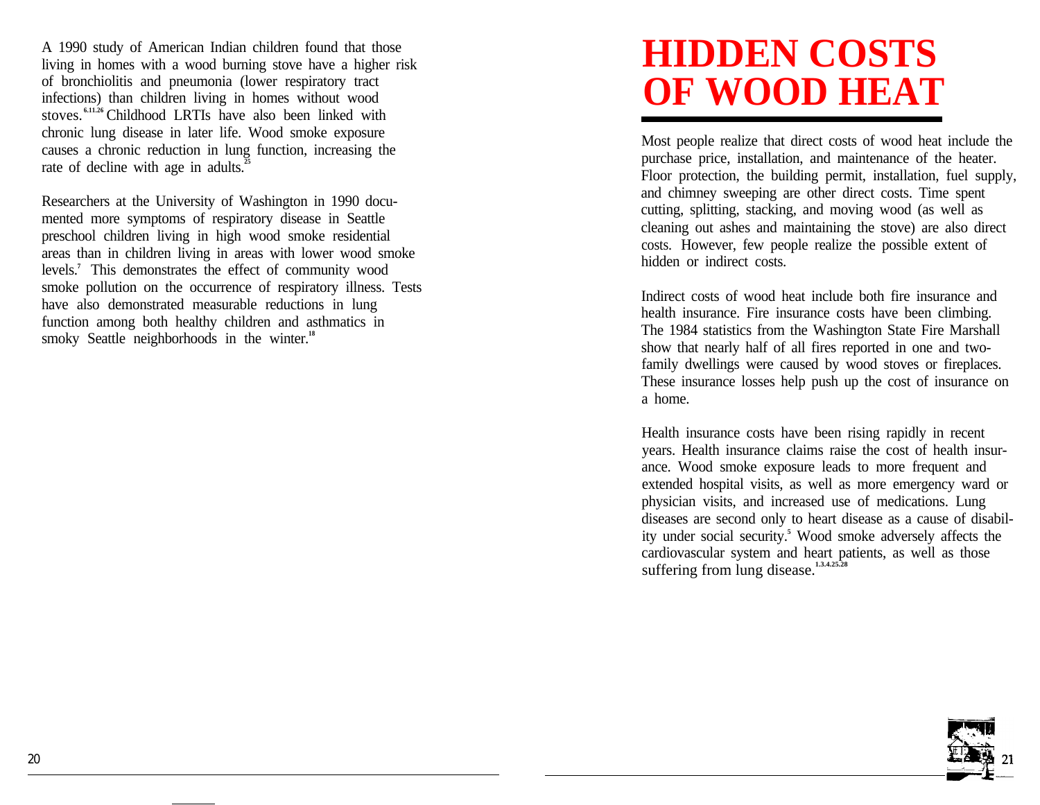A 1990 study of American Indian children found that those living in homes with a wood burning stove have a higher risk of bronchiolitis and pneumonia (lower respiratory tract infections) than children living in homes without wood stoves.[6,11,26] Childhood LRTIs have also been linked with chronic lung disease in later life. Wood smoke exposure causes a chronic reduction in lung function, increasing the rate of decline with age in adults.[25]

Researchers at the University of Washington in 1990 documented more symptoms of respiratory disease in Seattle preschool children living in high wood smoke residential areas than in children living in areas with lower wood smoke levels.[7] This demonstrates the effect of community wood smoke pollution on the occurrence of respiratory illness. Tests have also demonstrated measurable reductions in lung function among both healthy children and asthmatics in smoky Seattle neighborhoods in the winter.[18]

# HIDDEN COSTS OF WOOD HEAT

Most people realize that direct costs of wood heat include the purchase price, installation, and maintenance of the heater. Floor protection, the building permit, installation, fuel supply, and chimney sweeping are other direct costs. Time spent cutting, splitting, stacking, and moving wood (as well as cleaning out ashes and maintaining the stove) are also direct costs. However, few people realize the possible extent of hidden or indirect costs.

Indirect costs of wood heat include both fire insurance and health insurance. Fire insurance costs have been climbing. The 1984 statistics from the Washington State Fire Marshall show that nearly half of all fires reported in one and two-family dwellings were caused by wood stoves or fireplaces. These insurance losses help push up the cost of insurance on a home.

Health insurance costs have been rising rapidly in recent years. Health insurance claims raise the cost of health insurance. Wood smoke exposure leads to more frequent and extended hospital visits, as well as more emergency ward or physician visits, and increased use of medications. Lung diseases are second only to heart disease as a cause of disability under social security.[5] Wood smoke adversely affects the cardiovascular system and heart patients, as well as those suffering from lung disease.[1,3,4,25,28]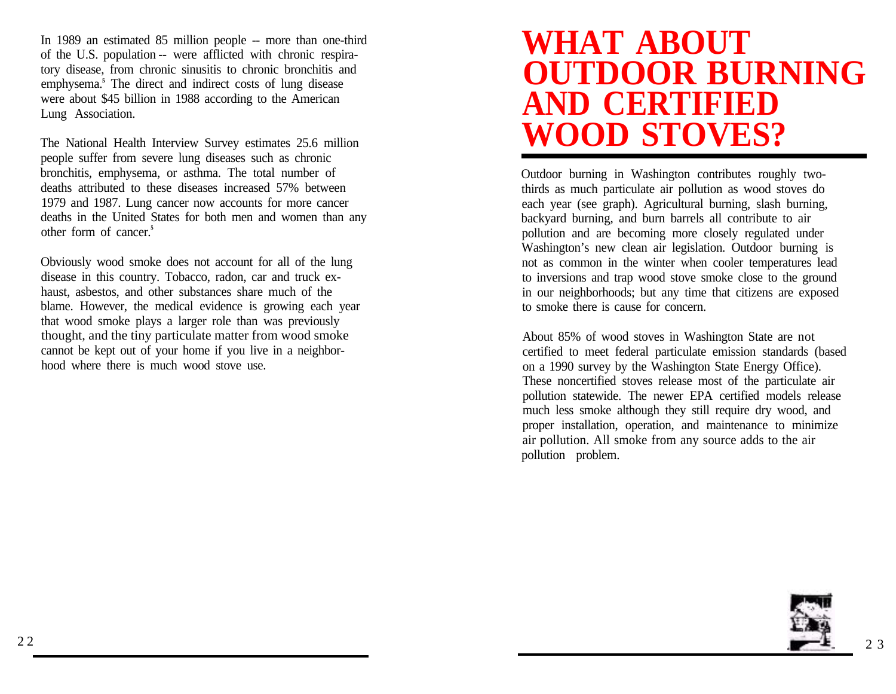In 1989 an estimated 85 million people -- more than one-third of the U.S. population -- were afflicted with chronic respiratory disease, from chronic sinusitis to chronic bronchitis and emphysema.[5] The direct and indirect costs of lung disease were about $45 billion in 1988 according to the American Lung Association.

The National Health Interview Survey estimates 25.6 million people suffer from severe lung diseases such as chronic bronchitis, emphysema, or asthma. The total number of deaths attributed to these diseases increased 57% between 1979 and 1987. Lung cancer now accounts for more cancer deaths in the United States for both men and women than any other form of cancer.[5]

Obviously wood smoke does not account for all of the lung disease in this country. Tobacco, radon, car and truck exhaust, asbestos, and other substances share much of the blame. However, the medical evidence is growing each year that wood smoke plays a larger role than was previously thought, and the tiny particulate matter from wood smoke cannot be kept out of your home if you live in a neighborhood where there is much wood stove use.

# WHAT ABOUT OUTDOOR BURNING AND CERTIFIED WOOD STOVES?

Outdoor burning in Washington contributes roughly two-thirds as much particulate air pollution as wood stoves do each year (see graph). Agricultural burning, slash burning, backyard burning, and burn barrels all contribute to air pollution and are becoming more closely regulated under Washington's new clean air legislation. Outdoor burning is not as common in the winter when cooler temperatures lead to inversions and trap wood stove smoke close to the ground in our neighborhoods; but any time that citizens are exposed to smoke there is cause for concern.

About 85% of wood stoves in Washington State are not certified to meet federal particulate emission standards (based on a 1990 survey by the Washington State Energy Office). These noncertified stoves release most of the particulate air pollution statewide. The newer EPA certified models release much less smoke although they still require dry wood, and proper installation, operation, and maintenance to minimize air pollution. All smoke from any source adds to the air pollution problem.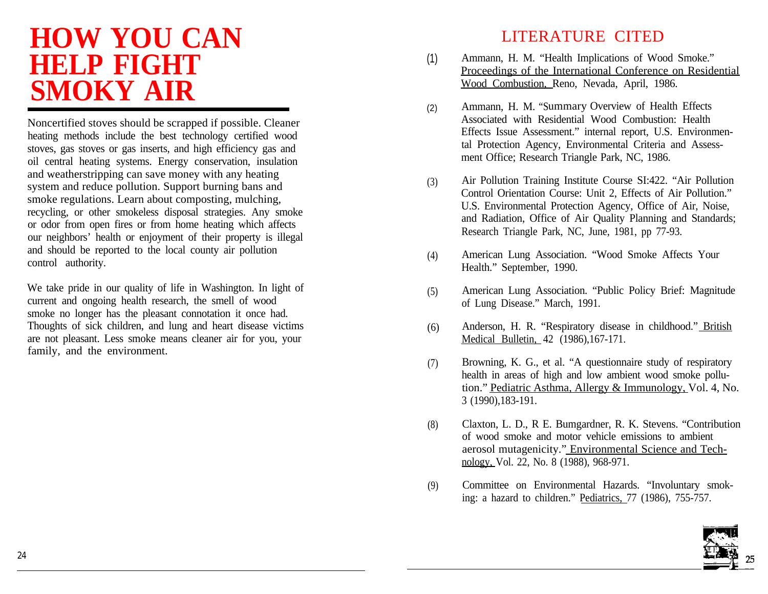# HOW YOU CAN HELP FIGHT SMOKY AIR

Noncertified stoves should be scrapped if possible. Cleaner heating methods include the best technology certified wood stoves, gas stoves or gas inserts, and high efficiency gas and oil central heating systems. Energy conservation, insulation and weatherstripping can save money with any heating system and reduce pollution. Support burning bans and smoke regulations. Learn about composting, mulching, recycling, or other smokeless disposal strategies. Any smoke or odor from open fires or from home heating which affects our neighbors' health or enjoyment of their property is illegal and should be reported to the local county air pollution control authority.

We take pride in our quality of life in Washington. In light of current and ongoing health research, the smell of wood smoke no longer has the pleasant connotation it once had. Thoughts of sick children, and lung and heart disease victims are not pleasant. Less smoke means cleaner air for you, your family, and the environment.

## LITERATURE CITED

(1) Ammann, H. M. "Health Implications of Wood Smoke." Proceedings of the International Conference on Residential Wood Combustion, Reno, Nevada, April, 1986.

(2) Ammann, H. M. "Summary Overview of Health Effects Associated with Residential Wood Combustion: Health Effects Issue Assessment." internal report, U.S. Environmental Protection Agency, Environmental Criteria and Assessment Office; Research Triangle Park, NC, 1986.

(3) Air Pollution Training Institute Course SI:422. "Air Pollution Control Orientation Course: Unit 2, Effects of Air Pollution." U.S. Environmental Protection Agency, Office of Air, Noise, and Radiation, Office of Air Quality Planning and Standards; Research Triangle Park, NC, June, 1981, pp 77-93.

(4) American Lung Association. "Wood Smoke Affects Your Health." September, 1990.

(5) American Lung Association. "Public Policy Brief: Magnitude of Lung Disease." March, 1991.

(6) Anderson, H. R. "Respiratory disease in childhood." British Medical Bulletin, 42 (1986),167-171.

(7) Browning, K. G., et al. "A questionnaire study of respiratory health in areas of high and low ambient wood smoke pollution." Pediatric Asthma, Allergy & Immunology, Vol. 4, No. 3 (1990),183-191.

(8) Claxton, L. D., R E. Bumgardner, R. K. Stevens. "Contribution of wood smoke and motor vehicle emissions to ambient aerosol mutagenicity." Environmental Science and Technology, Vol. 22, No. 8 (1988), 968-971.

(9) Committee on Environmental Hazards. "Involuntary smoking: a hazard to children." Pediatrics, 77 (1986), 755-757.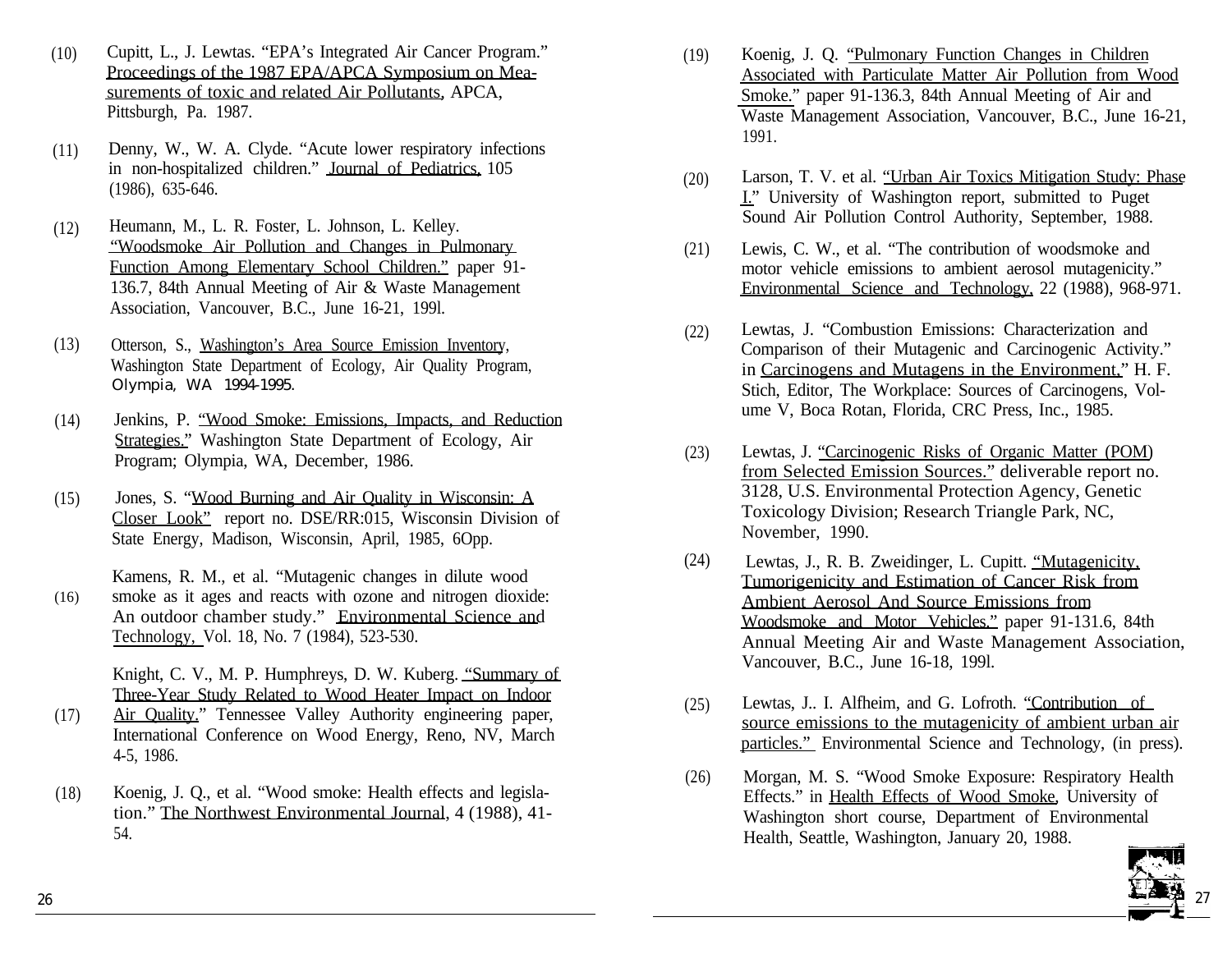(10) Cupitt, L., J. Lewtas. "EPA's Integrated Air Cancer Program." Proceedings of the 1987 EPA/APCA Symposium on Measurements of toxic and related Air Pollutants, APCA, Pittsburgh, Pa. 1987.

(11) Denny, W., W. A. Clyde. "Acute lower respiratory infections in non-hospitalized children." Journal of Pediatrics, 105 (1986), 635-646.

(12) Heumann, M., L. R. Foster, L. Johnson, L. Kelley. "Woodsmoke Air Pollution and Changes in Pulmonary Function Among Elementary School Children." paper 91-136.7, 84th Annual Meeting of Air & Waste Management Association, Vancouver, B.C., June 16-21, 199l.

(13) Otterson, S., Washington's Area Source Emission Inventory, Washington State Department of Ecology, Air Quality Program, Olympia, WA 1994-1995.

(14) Jenkins, P. "Wood Smoke: Emissions, Impacts, and Reduction Strategies." Washington State Department of Ecology, Air Program; Olympia, WA, December, 1986.

(15) Jones, S. "Wood Burning and Air Quality in Wisconsin: A Closer Look" report no. DSE/RR:015, Wisconsin Division of State Energy, Madison, Wisconsin, April, 1985, 6Opp.

(16) Kamens, R. M., et al. "Mutagenic changes in dilute wood smoke as it ages and reacts with ozone and nitrogen dioxide: An outdoor chamber study." Environmental Science and Technology, Vol. 18, No. 7 (1984), 523-530.

(17) Knight, C. V., M. P. Humphreys, D. W. Kuberg. "Summary of Three-Year Study Related to Wood Heater Impact on Indoor Air Quality." Tennessee Valley Authority engineering paper, International Conference on Wood Energy, Reno, NV, March 4-5, 1986.

(18) Koenig, J. Q., et al. "Wood smoke: Health effects and legislation." The Northwest Environmental Journal, 4 (1988), 41-54.

(19) Koenig, J. Q. "Pulmonary Function Changes in Children Associated with Particulate Matter Air Pollution from Wood Smoke." paper 91-136.3, 84th Annual Meeting of Air and Waste Management Association, Vancouver, B.C., June 16-21, 1991.

(20) Larson, T. V. et al. "Urban Air Toxics Mitigation Study: Phase I." University of Washington report, submitted to Puget Sound Air Pollution Control Authority, September, 1988.

(21) Lewis, C. W., et al. "The contribution of woodsmoke and motor vehicle emissions to ambient aerosol mutagenicity." Environmental Science and Technology, 22 (1988), 968-971.

(22) Lewtas, J. "Combustion Emissions: Characterization and Comparison of their Mutagenic and Carcinogenic Activity." in Carcinogens and Mutagens in the Environment," H. F. Stich, Editor, The Workplace: Sources of Carcinogens, Volume V, Boca Rotan, Florida, CRC Press, Inc., 1985.

(23) Lewtas, J. "Carcinogenic Risks of Organic Matter (POM) from Selected Emission Sources." deliverable report no. 3128, U.S. Environmental Protection Agency, Genetic Toxicology Division; Research Triangle Park, NC, November, 1990.

(24) Lewtas, J., R. B. Zweidinger, L. Cupitt. "Mutagenicity, Tumorigenicity and Estimation of Cancer Risk from Ambient Aerosol And Source Emissions from Woodsmoke and Motor Vehicles." paper 91-131.6, 84th Annual Meeting Air and Waste Management Association, Vancouver, B.C., June 16-18, 199l.

(25) Lewtas, J.. I. Alfheim, and G. Lofroth. "Contribution of source emissions to the mutagenicity of ambient urban air particles." Environmental Science and Technology, (in press).

(26) Morgan, M. S. "Wood Smoke Exposure: Respiratory Health Effects." in Health Effects of Wood Smoke, University of Washington short course, Department of Environmental Health, Seattle, Washington, January 20, 1988.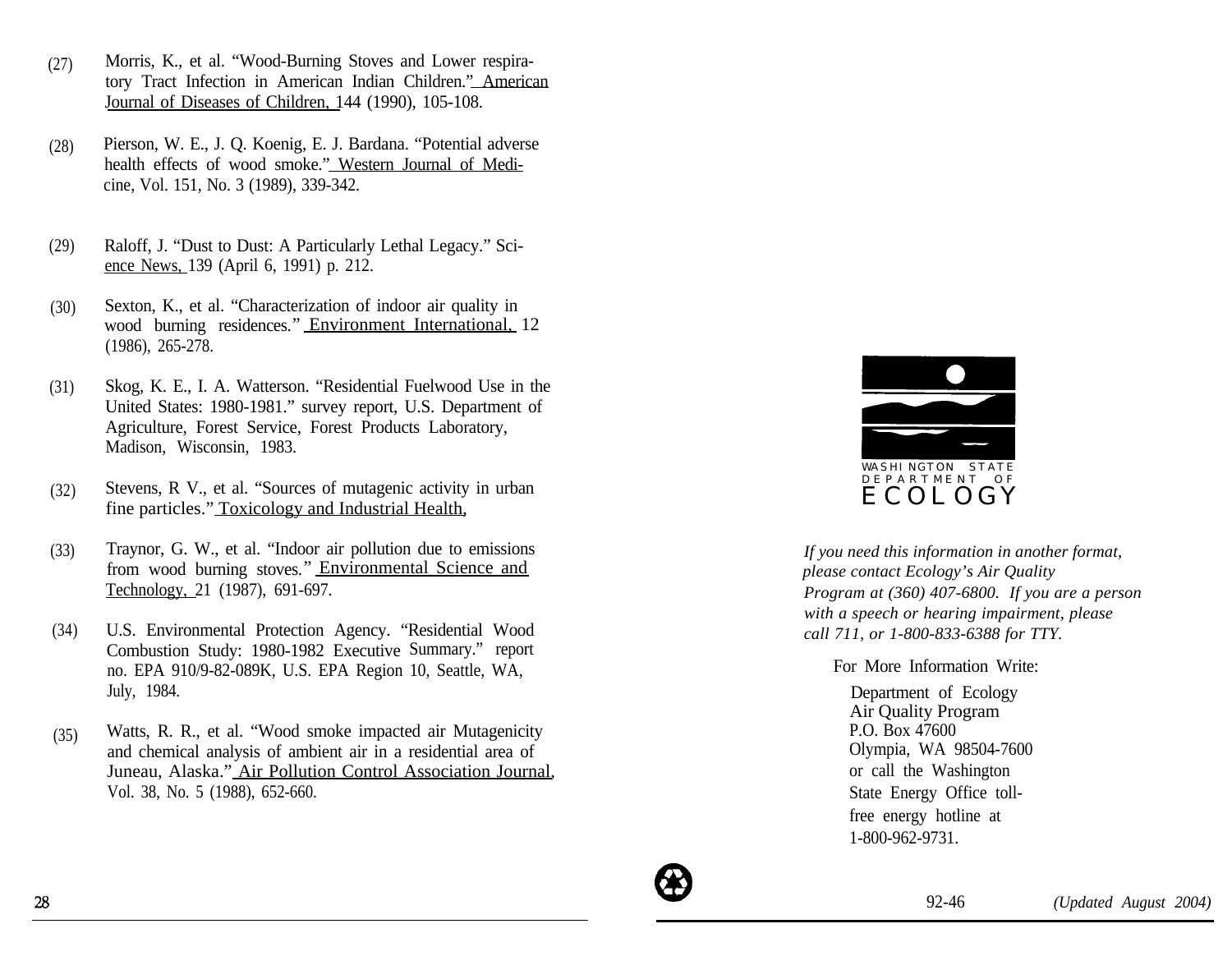(27) Morris, K., et al. "Wood-Burning Stoves and Lower respiratory Tract Infection in American Indian Children." American Journal of Diseases of Children, 144 (1990), 105-108.

(28) Pierson, W. E., J. Q. Koenig, E. J. Bardana. "Potential adverse health effects of wood smoke." Western Journal of Medicine, Vol. 151, No. 3 (1989), 339-342.

(29) Raloff, J. "Dust to Dust: A Particularly Lethal Legacy." Science News, 139 (April 6, 1991) p. 212.

(30) Sexton, K., et al. "Characterization of indoor air quality in wood burning residences." Environment International, 12 (1986), 265-278.

(31) Skog, K. E., I. A. Watterson. "Residential Fuelwood Use in the United States: 1980-1981." survey report, U.S. Department of Agriculture, Forest Service, Forest Products Laboratory, Madison, Wisconsin, 1983.

(32) Stevens, R V., et al. "Sources of mutagenic activity in urban fine particles." Toxicology and Industrial Health,

(33) Traynor, G. W., et al. "Indoor air pollution due to emissions from wood burning stoves." Environmental Science and Technology, 21 (1987), 691-697.

(34) U.S. Environmental Protection Agency. "Residential Wood Combustion Study: 1980-1982 Executive Summary." report no. EPA 910/9-82-089K, U.S. EPA Region 10, Seattle, WA, July, 1984.

(35) Watts, R. R., et al. "Wood smoke impacted air Mutagenicity and chemical analysis of ambient air in a residential area of Juneau, Alaska." Air Pollution Control Association Journal, Vol. 38, No. 5 (1988), 652-660.

WASHINGTON STATE DEPARTMENT OF ECOLOGY

*If you need this information in another format, please contact Ecology's Air Quality Program at (360) 407-6800. If you are a person with a speech or hearing impairment, please call 711, or 1-800-833-6388 for TTY.*

For More Information Write:

Department of Ecology
Air Quality Program
P.O. Box 47600
Olympia, WA 98504-7600
or call the Washington State Energy Office toll-free energy hotline at 1-800-962-9731.

92-46 *(Updated August 2004)*